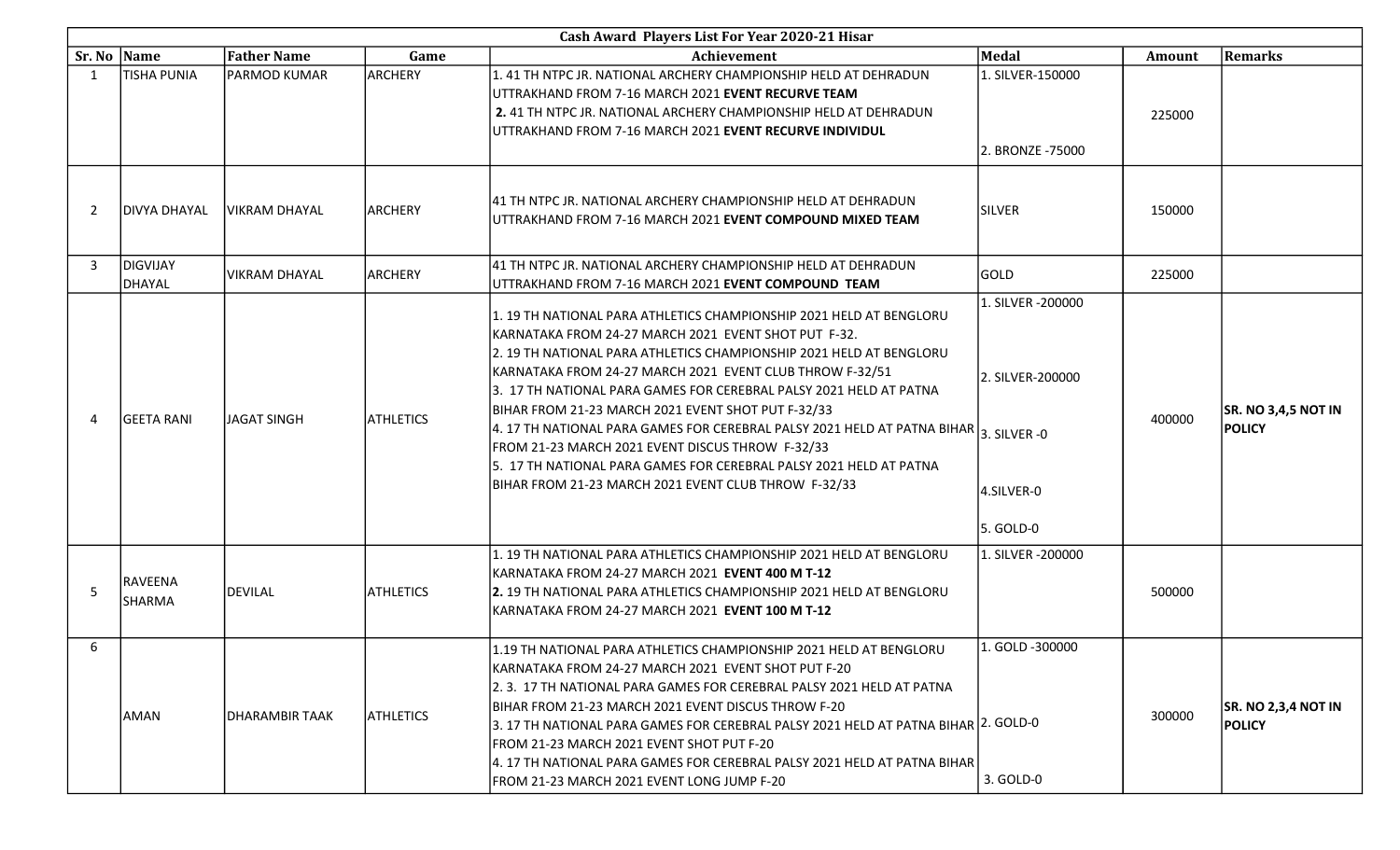| Cash Award Players List For Year 2020-21 Hisar | | | | | | | |
|---|---|---|---|---|---|---|---|
| Sr. No | Name | Father Name | Game | Achievement | Medal | Amount | Remarks |
| 1 | TISHA PUNIA | PARMOD KUMAR | ARCHERY | 1. 41 TH NTPC JR. NATIONAL ARCHERY CHAMPIONSHIP HELD AT DEHRADUN UTTRAKHAND FROM 7-16 MARCH 2021 **EVENT RECURVE TEAM**<br>**2.** 41 TH NTPC JR. NATIONAL ARCHERY CHAMPIONSHIP HELD AT DEHRADUN UTTRAKHAND FROM 7-16 MARCH 2021 **EVENT RECURVE INDIVIDUL** | 1. SILVER-150000<br>2. BRONZE -75000 | 225000 | |
| 2 | DIVYA DHAYAL | VIKRAM DHAYAL | ARCHERY | 41 TH NTPC JR. NATIONAL ARCHERY CHAMPIONSHIP HELD AT DEHRADUN UTTRAKHAND FROM 7-16 MARCH 2021 **EVENT COMPOUND MIXED TEAM** | SILVER | 150000 | |
| 3 | DIGVIJAY DHAYAL | VIKRAM DHAYAL | ARCHERY | 41 TH NTPC JR. NATIONAL ARCHERY CHAMPIONSHIP HELD AT DEHRADUN UTTRAKHAND FROM 7-16 MARCH 2021 **EVENT COMPOUND TEAM** | GOLD | 225000 | |
| 4 | GEETA RANI | JAGAT SINGH | ATHLETICS | 1. 19 TH NATIONAL PARA ATHLETICS CHAMPIONSHIP 2021 HELD AT BENGLORU KARNATAKA FROM 24-27 MARCH 2021 EVENT SHOT PUT F-32.<br>2. 19 TH NATIONAL PARA ATHLETICS CHAMPIONSHIP 2021 HELD AT BENGLORU KARNATAKA FROM 24-27 MARCH 2021 EVENT CLUB THROW F-32/51<br>3. 17 TH NATIONAL PARA GAMES FOR CEREBRAL PALSY 2021 HELD AT PATNA BIHAR FROM 21-23 MARCH 2021 EVENT SHOT PUT F-32/33<br>4. 17 TH NATIONAL PARA GAMES FOR CEREBRAL PALSY 2021 HELD AT PATNA BIHAR FROM 21-23 MARCH 2021 EVENT DISCUS THROW F-32/33<br>5. 17 TH NATIONAL PARA GAMES FOR CEREBRAL PALSY 2021 HELD AT PATNA BIHAR FROM 21-23 MARCH 2021 EVENT CLUB THROW F-32/33 | 1. SILVER -200000<br>2. SILVER-200000<br>3. SILVER -0<br>4.SILVER-0<br>5. GOLD-0 | 400000 | **SR. NO 3,4,5 NOT IN POLICY** |
| 5 | RAVEENA SHARMA | DEVILAL | ATHLETICS | 1. 19 TH NATIONAL PARA ATHLETICS CHAMPIONSHIP 2021 HELD AT BENGLORU KARNATAKA FROM 24-27 MARCH 2021 **EVENT 400 M T-12**<br>**2.** 19 TH NATIONAL PARA ATHLETICS CHAMPIONSHIP 2021 HELD AT BENGLORU KARNATAKA FROM 24-27 MARCH 2021 **EVENT 100 M T-12** | 1. SILVER -200000 | 500000 | |
| 6 | AMAN | DHARAMBIR TAAK | ATHLETICS | 1.19 TH NATIONAL PARA ATHLETICS CHAMPIONSHIP 2021 HELD AT BENGLORU KARNATAKA FROM 24-27 MARCH 2021 EVENT SHOT PUT F-20<br>2. 3. 17 TH NATIONAL PARA GAMES FOR CEREBRAL PALSY 2021 HELD AT PATNA BIHAR FROM 21-23 MARCH 2021 EVENT DISCUS THROW F-20<br>3. 17 TH NATIONAL PARA GAMES FOR CEREBRAL PALSY 2021 HELD AT PATNA BIHAR FROM 21-23 MARCH 2021 EVENT SHOT PUT F-20<br>4. 17 TH NATIONAL PARA GAMES FOR CEREBRAL PALSY 2021 HELD AT PATNA BIHAR FROM 21-23 MARCH 2021 EVENT LONG JUMP F-20 | 1. GOLD -300000<br>2. GOLD-0<br>3. GOLD-0 | 300000 | **SR. NO 2,3,4 NOT IN POLICY** |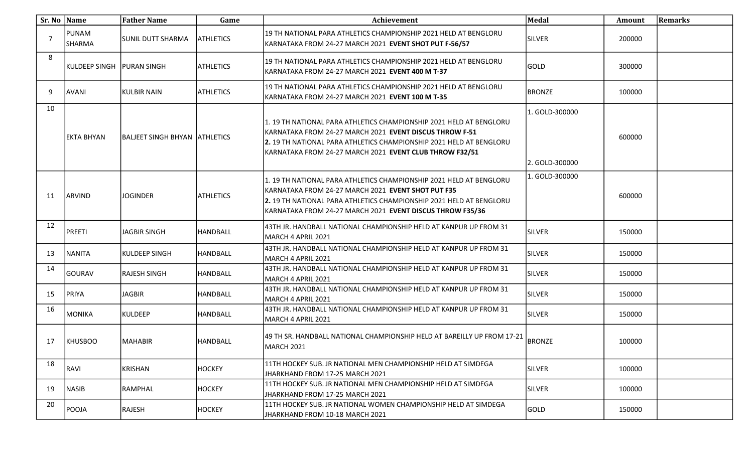| Sr. No | Name | Father Name | Game | Achievement | Medal | Amount | Remarks |
|---|---|---|---|---|---|---|---|
| 7 | PUNAM SHARMA | SUNIL DUTT SHARMA | ATHLETICS | 19 TH NATIONAL PARA ATHLETICS CHAMPIONSHIP 2021 HELD AT BENGLORU KARNATAKA FROM 24-27 MARCH 2021 **EVENT SHOT PUT F-56/57** | SILVER | 200000 | |
| 8 | KULDEEP SINGH | PURAN SINGH | ATHLETICS | 19 TH NATIONAL PARA ATHLETICS CHAMPIONSHIP 2021 HELD AT BENGLORU KARNATAKA FROM 24-27 MARCH 2021 **EVENT 400 M T-37** | GOLD | 300000 | |
| 9 | AVANI | KULBIR NAIN | ATHLETICS | 19 TH NATIONAL PARA ATHLETICS CHAMPIONSHIP 2021 HELD AT BENGLORU KARNATAKA FROM 24-27 MARCH 2021 **EVENT 100 M T-35** | BRONZE | 100000 | |
| 10 | EKTA BHYAN | BALJEET SINGH BHYAN | ATHLETICS | 1. 19 TH NATIONAL PARA ATHLETICS CHAMPIONSHIP 2021 HELD AT BENGLORU KARNATAKA FROM 24-27 MARCH 2021 **EVENT DISCUS THROW F-51** **2.** 19 TH NATIONAL PARA ATHLETICS CHAMPIONSHIP 2021 HELD AT BENGLORU KARNATAKA FROM 24-27 MARCH 2021 **EVENT CLUB THROW F32/51** | 1. GOLD-300000 2. GOLD-300000 | 600000 | |
| 11 | ARVIND | JOGINDER | ATHLETICS | 1. 19 TH NATIONAL PARA ATHLETICS CHAMPIONSHIP 2021 HELD AT BENGLORU KARNATAKA FROM 24-27 MARCH 2021 **EVENT SHOT PUT F35** **2.** 19 TH NATIONAL PARA ATHLETICS CHAMPIONSHIP 2021 HELD AT BENGLORU KARNATAKA FROM 24-27 MARCH 2021 **EVENT DISCUS THROW F35/36** | 1. GOLD-300000 | 600000 | |
| 12 | PREETI | JAGBIR SINGH | HANDBALL | 43TH JR. HANDBALL NATIONAL CHAMPIONSHIP HELD AT KANPUR UP FROM 31 MARCH 4 APRIL 2021 | SILVER | 150000 | |
| 13 | NANITA | KULDEEP SINGH | HANDBALL | 43TH JR. HANDBALL NATIONAL CHAMPIONSHIP HELD AT KANPUR UP FROM 31 MARCH 4 APRIL 2021 | SILVER | 150000 | |
| 14 | GOURAV | RAJESH SINGH | HANDBALL | 43TH JR. HANDBALL NATIONAL CHAMPIONSHIP HELD AT KANPUR UP FROM 31 MARCH 4 APRIL 2021 | SILVER | 150000 | |
| 15 | PRIYA | JAGBIR | HANDBALL | 43TH JR. HANDBALL NATIONAL CHAMPIONSHIP HELD AT KANPUR UP FROM 31 MARCH 4 APRIL 2021 | SILVER | 150000 | |
| 16 | MONIKA | KULDEEP | HANDBALL | 43TH JR. HANDBALL NATIONAL CHAMPIONSHIP HELD AT KANPUR UP FROM 31 MARCH 4 APRIL 2021 | SILVER | 150000 | |
| 17 | KHUSBOO | MAHABIR | HANDBALL | 49 TH SR. HANDBALL NATIONAL CHAMPIONSHIP HELD AT BAREILLY UP FROM 17-21 MARCH 2021 | BRONZE | 100000 | |
| 18 | RAVI | KRISHAN | HOCKEY | 11TH HOCKEY SUB. JR NATIONAL MEN CHAMPIONSHIP HELD AT SIMDEGA JHARKHAND FROM 17-25 MARCH 2021 | SILVER | 100000 | |
| 19 | NASIB | RAMPHAL | HOCKEY | 11TH HOCKEY SUB. JR NATIONAL MEN CHAMPIONSHIP HELD AT SIMDEGA JHARKHAND FROM 17-25 MARCH 2021 | SILVER | 100000 | |
| 20 | POOJA | RAJESH | HOCKEY | 11TH HOCKEY SUB. JR NATIONAL WOMEN CHAMPIONSHIP HELD AT SIMDEGA JHARKHAND FROM 10-18 MARCH 2021 | GOLD | 150000 | |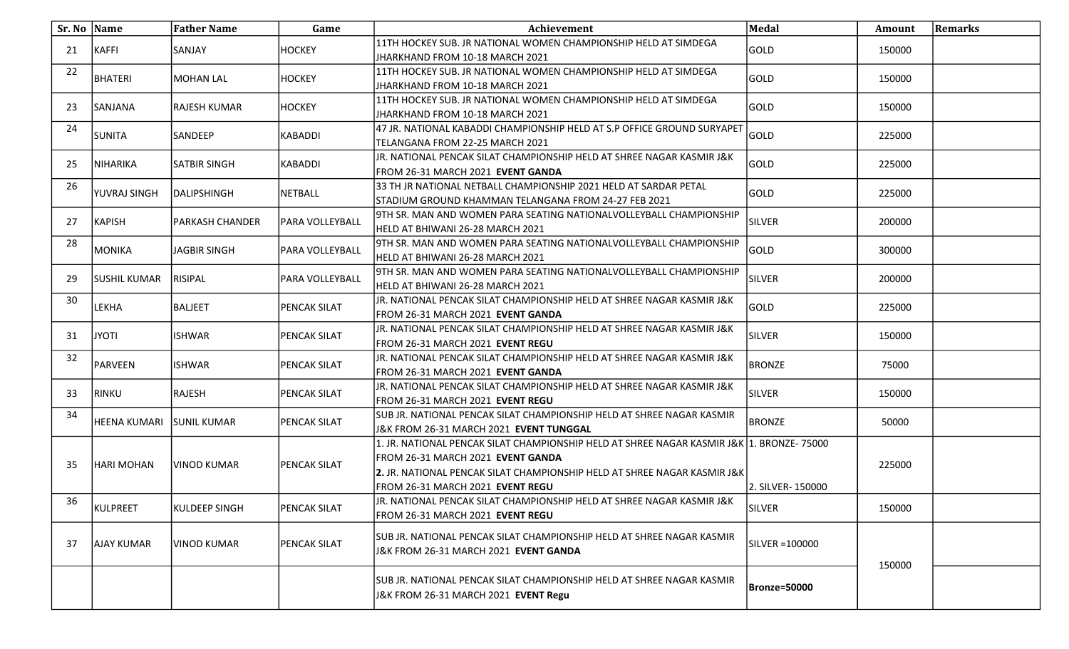| Sr. No | Name | Father Name | Game | Achievement | Medal | Amount | Remarks |
|---|---|---|---|---|---|---|---|
| 21 | KAFFI | SANJAY | HOCKEY | 11TH HOCKEY SUB. JR NATIONAL WOMEN CHAMPIONSHIP HELD AT SIMDEGA JHARKHAND FROM 10-18 MARCH 2021 | GOLD | 150000 | |
| 22 | BHATERI | MOHAN LAL | HOCKEY | 11TH HOCKEY SUB. JR NATIONAL WOMEN CHAMPIONSHIP HELD AT SIMDEGA JHARKHAND FROM 10-18 MARCH 2021 | GOLD | 150000 | |
| 23 | SANJANA | RAJESH KUMAR | HOCKEY | 11TH HOCKEY SUB. JR NATIONAL WOMEN CHAMPIONSHIP HELD AT SIMDEGA JHARKHAND FROM 10-18 MARCH 2021 | GOLD | 150000 | |
| 24 | SUNITA | SANDEEP | KABADDI | 47 JR. NATIONAL KABADDI CHAMPIONSHIP HELD AT S.P OFFICE GROUND SURYAPET TELANGANA FROM 22-25 MARCH 2021 | GOLD | 225000 | |
| 25 | NIHARIKA | SATBIR SINGH | KABADDI | JR. NATIONAL PENCAK SILAT CHAMPIONSHIP HELD AT SHREE NAGAR KASMIR J&K FROM 26-31 MARCH 2021 **EVENT GANDA** | GOLD | 225000 | |
| 26 | YUVRAJ SINGH | DALIPSHINGH | NETBALL | 33 TH JR NATIONAL NETBALL CHAMPIONSHIP 2021 HELD AT SARDAR PETAL STADIUM GROUND KHAMMAN TELANGANA FROM 24-27 FEB 2021 | GOLD | 225000 | |
| 27 | KAPISH | PARKASH CHANDER | PARA VOLLEYBALL | 9TH SR. MAN AND WOMEN PARA SEATING NATIONALVOLLEYBALL CHAMPIONSHIP HELD AT BHIWANI 26-28 MARCH 2021 | SILVER | 200000 | |
| 28 | MONIKA | JAGBIR SINGH | PARA VOLLEYBALL | 9TH SR. MAN AND WOMEN PARA SEATING NATIONALVOLLEYBALL CHAMPIONSHIP HELD AT BHIWANI 26-28 MARCH 2021 | GOLD | 300000 | |
| 29 | SUSHIL KUMAR | RISIPAL | PARA VOLLEYBALL | 9TH SR. MAN AND WOMEN PARA SEATING NATIONALVOLLEYBALL CHAMPIONSHIP HELD AT BHIWANI 26-28 MARCH 2021 | SILVER | 200000 | |
| 30 | LEKHA | BALJEET | PENCAK SILAT | JR. NATIONAL PENCAK SILAT CHAMPIONSHIP HELD AT SHREE NAGAR KASMIR J&K FROM 26-31 MARCH 2021 **EVENT GANDA** | GOLD | 225000 | |
| 31 | JYOTI | ISHWAR | PENCAK SILAT | JR. NATIONAL PENCAK SILAT CHAMPIONSHIP HELD AT SHREE NAGAR KASMIR J&K FROM 26-31 MARCH 2021 **EVENT REGU** | SILVER | 150000 | |
| 32 | PARVEEN | ISHWAR | PENCAK SILAT | JR. NATIONAL PENCAK SILAT CHAMPIONSHIP HELD AT SHREE NAGAR KASMIR J&K FROM 26-31 MARCH 2021 **EVENT GANDA** | BRONZE | 75000 | |
| 33 | RINKU | RAJESH | PENCAK SILAT | JR. NATIONAL PENCAK SILAT CHAMPIONSHIP HELD AT SHREE NAGAR KASMIR J&K FROM 26-31 MARCH 2021 **EVENT REGU** | SILVER | 150000 | |
| 34 | HEENA KUMARI | SUNIL KUMAR | PENCAK SILAT | SUB JR. NATIONAL PENCAK SILAT CHAMPIONSHIP HELD AT SHREE NAGAR KASMIR J&K FROM 26-31 MARCH 2021 **EVENT TUNGGAL** | BRONZE | 50000 | |
| 35 | HARI MOHAN | VINOD KUMAR | PENCAK SILAT | 1. JR. NATIONAL PENCAK SILAT CHAMPIONSHIP HELD AT SHREE NAGAR KASMIR J&K FROM 26-31 MARCH 2021 **EVENT GANDA**<br>**2.** JR. NATIONAL PENCAK SILAT CHAMPIONSHIP HELD AT SHREE NAGAR KASMIR J&K FROM 26-31 MARCH 2021 **EVENT REGU** | 1. BRONZE- 75000<br>2. SILVER- 150000 | 225000 | |
| 36 | KULPREET | KULDEEP SINGH | PENCAK SILAT | JR. NATIONAL PENCAK SILAT CHAMPIONSHIP HELD AT SHREE NAGAR KASMIR J&K FROM 26-31 MARCH 2021 **EVENT REGU** | SILVER | 150000 | |
| 37 | AJAY KUMAR | VINOD KUMAR | PENCAK SILAT | SUB JR. NATIONAL PENCAK SILAT CHAMPIONSHIP HELD AT SHREE NAGAR KASMIR J&K FROM 26-31 MARCH 2021 **EVENT GANDA** | SILVER =100000 | 150000 | |
| | | | | SUB JR. NATIONAL PENCAK SILAT CHAMPIONSHIP HELD AT SHREE NAGAR KASMIR J&K FROM 26-31 MARCH 2021 **EVENT Regu** | **Bronze=50000** | | |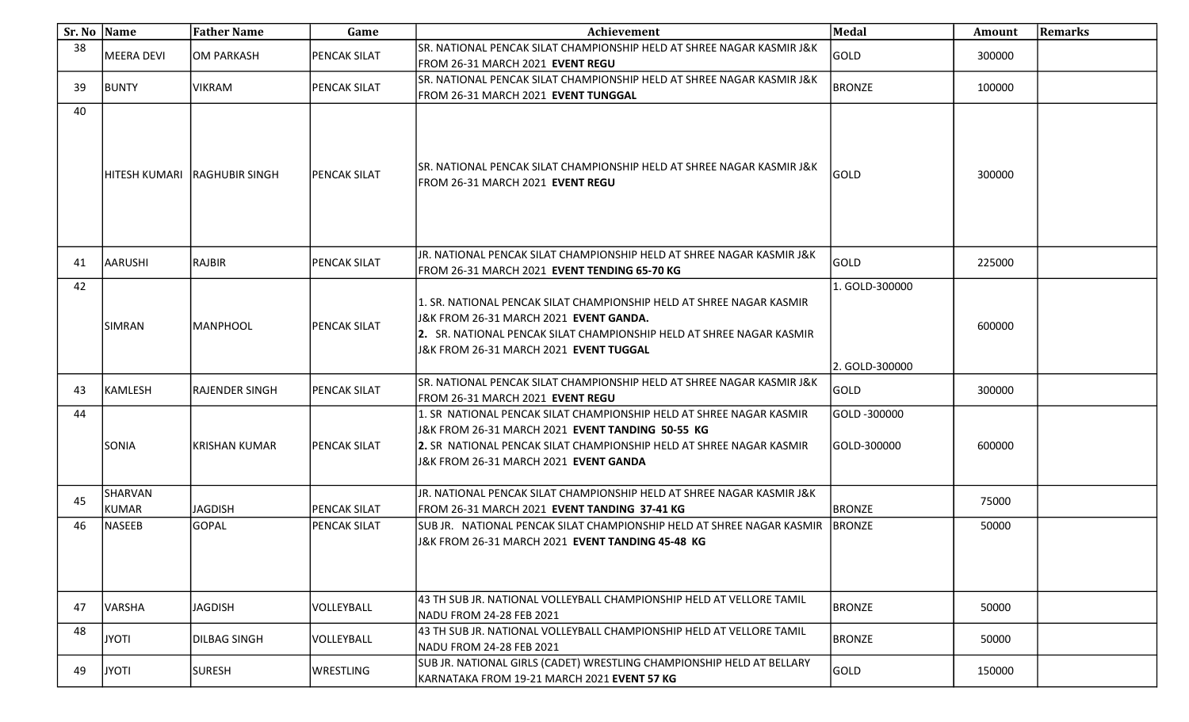| Sr. No | Name | Father Name | Game | Achievement | Medal | Amount | Remarks |
|---|---|---|---|---|---|---|---|
| 38 | MEERA DEVI | OM PARKASH | PENCAK SILAT | SR. NATIONAL PENCAK SILAT CHAMPIONSHIP HELD AT SHREE NAGAR KASMIR J&K FROM 26-31 MARCH 2021 **EVENT REGU** | GOLD | 300000 | |
| 39 | BUNTY | VIKRAM | PENCAK SILAT | SR. NATIONAL PENCAK SILAT CHAMPIONSHIP HELD AT SHREE NAGAR KASMIR J&K FROM 26-31 MARCH 2021 **EVENT TUNGGAL** | BRONZE | 100000 | |
| 40 | HITESH KUMARI | RAGHUBIR SINGH | PENCAK SILAT | SR. NATIONAL PENCAK SILAT CHAMPIONSHIP HELD AT SHREE NAGAR KASMIR J&K FROM 26-31 MARCH 2021 **EVENT REGU** | GOLD | 300000 | |
| 41 | AARUSHI | RAJBIR | PENCAK SILAT | JR. NATIONAL PENCAK SILAT CHAMPIONSHIP HELD AT SHREE NAGAR KASMIR J&K FROM 26-31 MARCH 2021 **EVENT TENDING 65-70 KG** | GOLD | 225000 | |
| 42 | SIMRAN | MANPHOOL | PENCAK SILAT | 1. SR. NATIONAL PENCAK SILAT CHAMPIONSHIP HELD AT SHREE NAGAR KASMIR J&K FROM 26-31 MARCH 2021 **EVENT GANDA.**<br>**2.** SR. NATIONAL PENCAK SILAT CHAMPIONSHIP HELD AT SHREE NAGAR KASMIR J&K FROM 26-31 MARCH 2021 **EVENT TUGGAL** | 1. GOLD-300000<br>2. GOLD-300000 | 600000 | |
| 43 | KAMLESH | RAJENDER SINGH | PENCAK SILAT | SR. NATIONAL PENCAK SILAT CHAMPIONSHIP HELD AT SHREE NAGAR KASMIR J&K FROM 26-31 MARCH 2021 **EVENT REGU** | GOLD | 300000 | |
| 44 | SONIA | KRISHAN KUMAR | PENCAK SILAT | 1. SR NATIONAL PENCAK SILAT CHAMPIONSHIP HELD AT SHREE NAGAR KASMIR J&K FROM 26-31 MARCH 2021 **EVENT TANDING 50-55 KG**<br>**2.** SR NATIONAL PENCAK SILAT CHAMPIONSHIP HELD AT SHREE NAGAR KASMIR J&K FROM 26-31 MARCH 2021 **EVENT GANDA** | GOLD -300000<br>GOLD-300000 | 600000 | |
| 45 | SHARVAN KUMAR | JAGDISH | PENCAK SILAT | JR. NATIONAL PENCAK SILAT CHAMPIONSHIP HELD AT SHREE NAGAR KASMIR J&K FROM 26-31 MARCH 2021 **EVENT TANDING 37-41 KG** | BRONZE | 75000 | |
| 46 | NASEEB | GOPAL | PENCAK SILAT | SUB JR. NATIONAL PENCAK SILAT CHAMPIONSHIP HELD AT SHREE NAGAR KASMIR J&K FROM 26-31 MARCH 2021 **EVENT TANDING 45-48 KG** | BRONZE | 50000 | |
| 47 | VARSHA | JAGDISH | VOLLEYBALL | 43 TH SUB JR. NATIONAL VOLLEYBALL CHAMPIONSHIP HELD AT VELLORE TAMIL NADU FROM 24-28 FEB 2021 | BRONZE | 50000 | |
| 48 | JYOTI | DILBAG SINGH | VOLLEYBALL | 43 TH SUB JR. NATIONAL VOLLEYBALL CHAMPIONSHIP HELD AT VELLORE TAMIL NADU FROM 24-28 FEB 2021 | BRONZE | 50000 | |
| 49 | JYOTI | SURESH | WRESTLING | SUB JR. NATIONAL GIRLS (CADET) WRESTLING CHAMPIONSHIP HELD AT BELLARY KARNATAKA FROM 19-21 MARCH 2021 **EVENT 57 KG** | GOLD | 150000 | |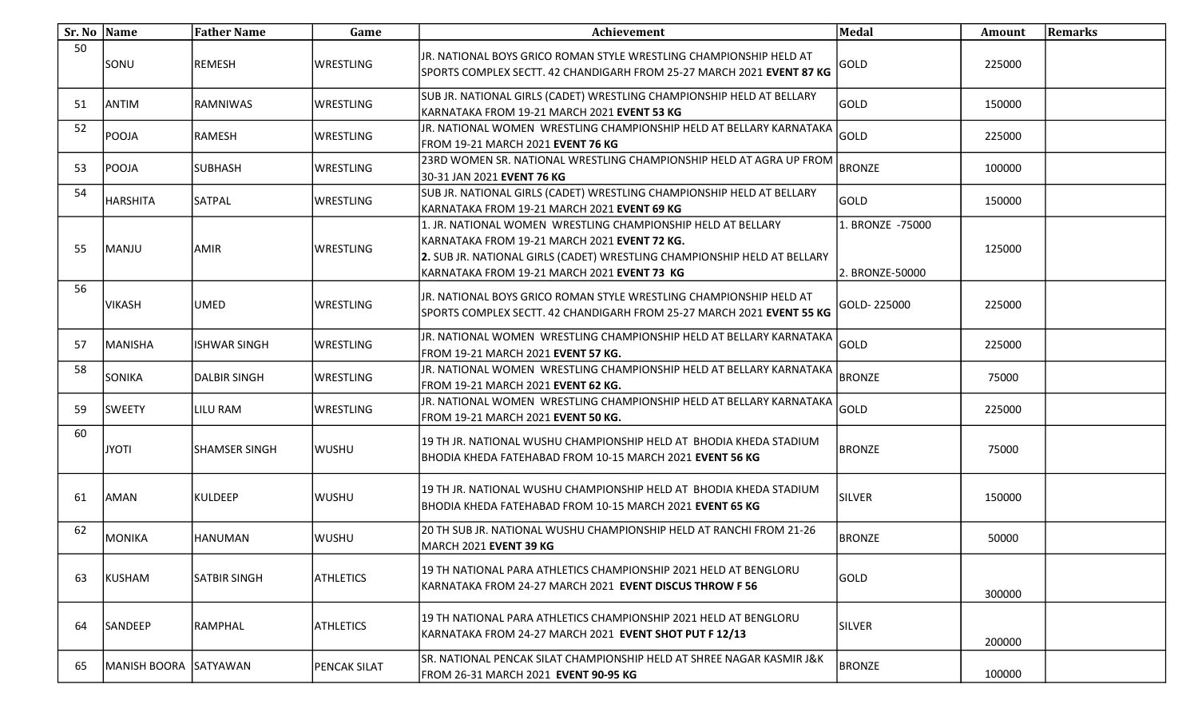| Sr. No | Name | Father Name | Game | Achievement | Medal | Amount | Remarks |
|---|---|---|---|---|---|---|---|
| 50 | SONU | REMESH | WRESTLING | JR. NATIONAL BOYS GRICO ROMAN STYLE WRESTLING CHAMPIONSHIP HELD AT SPORTS COMPLEX SECTT. 42 CHANDIGARH FROM 25-27 MARCH 2021 **EVENT 87 KG** | GOLD | 225000 | |
| 51 | ANTIM | RAMNIWAS | WRESTLING | SUB JR. NATIONAL GIRLS (CADET) WRESTLING CHAMPIONSHIP HELD AT BELLARY KARNATAKA FROM 19-21 MARCH 2021 **EVENT 53 KG** | GOLD | 150000 | |
| 52 | POOJA | RAMESH | WRESTLING | JR. NATIONAL WOMEN WRESTLING CHAMPIONSHIP HELD AT BELLARY KARNATAKA FROM 19-21 MARCH 2021 **EVENT 76 KG** | GOLD | 225000 | |
| 53 | POOJA | SUBHASH | WRESTLING | 23RD WOMEN SR. NATIONAL WRESTLING CHAMPIONSHIP HELD AT AGRA UP FROM 30-31 JAN 2021 **EVENT 76 KG** | BRONZE | 100000 | |
| 54 | HARSHITA | SATPAL | WRESTLING | SUB JR. NATIONAL GIRLS (CADET) WRESTLING CHAMPIONSHIP HELD AT BELLARY KARNATAKA FROM 19-21 MARCH 2021 **EVENT 69 KG** | GOLD | 150000 | |
| 55 | MANJU | AMIR | WRESTLING | 1. JR. NATIONAL WOMEN WRESTLING CHAMPIONSHIP HELD AT BELLARY KARNATAKA FROM 19-21 MARCH 2021 **EVENT 72 KG.** **2.** SUB JR. NATIONAL GIRLS (CADET) WRESTLING CHAMPIONSHIP HELD AT BELLARY KARNATAKA FROM 19-21 MARCH 2021 **EVENT 73 KG** | 1. BRONZE -75000 2. BRONZE-50000 | 125000 | |
| 56 | VIKASH | UMED | WRESTLING | JR. NATIONAL BOYS GRICO ROMAN STYLE WRESTLING CHAMPIONSHIP HELD AT SPORTS COMPLEX SECTT. 42 CHANDIGARH FROM 25-27 MARCH 2021 **EVENT 55 KG** | GOLD- 225000 | 225000 | |
| 57 | MANISHA | ISHWAR SINGH | WRESTLING | JR. NATIONAL WOMEN WRESTLING CHAMPIONSHIP HELD AT BELLARY KARNATAKA FROM 19-21 MARCH 2021 **EVENT 57 KG.** | GOLD | 225000 | |
| 58 | SONIKA | DALBIR SINGH | WRESTLING | JR. NATIONAL WOMEN WRESTLING CHAMPIONSHIP HELD AT BELLARY KARNATAKA FROM 19-21 MARCH 2021 **EVENT 62 KG.** | BRONZE | 75000 | |
| 59 | SWEETY | LILU RAM | WRESTLING | JR. NATIONAL WOMEN WRESTLING CHAMPIONSHIP HELD AT BELLARY KARNATAKA FROM 19-21 MARCH 2021 **EVENT 50 KG.** | GOLD | 225000 | |
| 60 | JYOTI | SHAMSER SINGH | WUSHU | 19 TH JR. NATIONAL WUSHU CHAMPIONSHIP HELD AT BHODIA KHEDA STADIUM BHODIA KHEDA FATEHABAD FROM 10-15 MARCH 2021 **EVENT 56 KG** | BRONZE | 75000 | |
| 61 | AMAN | KULDEEP | WUSHU | 19 TH JR. NATIONAL WUSHU CHAMPIONSHIP HELD AT BHODIA KHEDA STADIUM BHODIA KHEDA FATEHABAD FROM 10-15 MARCH 2021 **EVENT 65 KG** | SILVER | 150000 | |
| 62 | MONIKA | HANUMAN | WUSHU | 20 TH SUB JR. NATIONAL WUSHU CHAMPIONSHIP HELD AT RANCHI FROM 21-26 MARCH 2021 **EVENT 39 KG** | BRONZE | 50000 | |
| 63 | KUSHAM | SATBIR SINGH | ATHLETICS | 19 TH NATIONAL PARA ATHLETICS CHAMPIONSHIP 2021 HELD AT BENGLORU KARNATAKA FROM 24-27 MARCH 2021 **EVENT DISCUS THROW F 56** | GOLD | 300000 | |
| 64 | SANDEEP | RAMPHAL | ATHLETICS | 19 TH NATIONAL PARA ATHLETICS CHAMPIONSHIP 2021 HELD AT BENGLORU KARNATAKA FROM 24-27 MARCH 2021 **EVENT SHOT PUT F 12/13** | SILVER | 200000 | |
| 65 | MANISH BOORA | SATYAWAN | PENCAK SILAT | SR. NATIONAL PENCAK SILAT CHAMPIONSHIP HELD AT SHREE NAGAR KASMIR J&K FROM 26-31 MARCH 2021 **EVENT 90-95 KG** | BRONZE | 100000 | |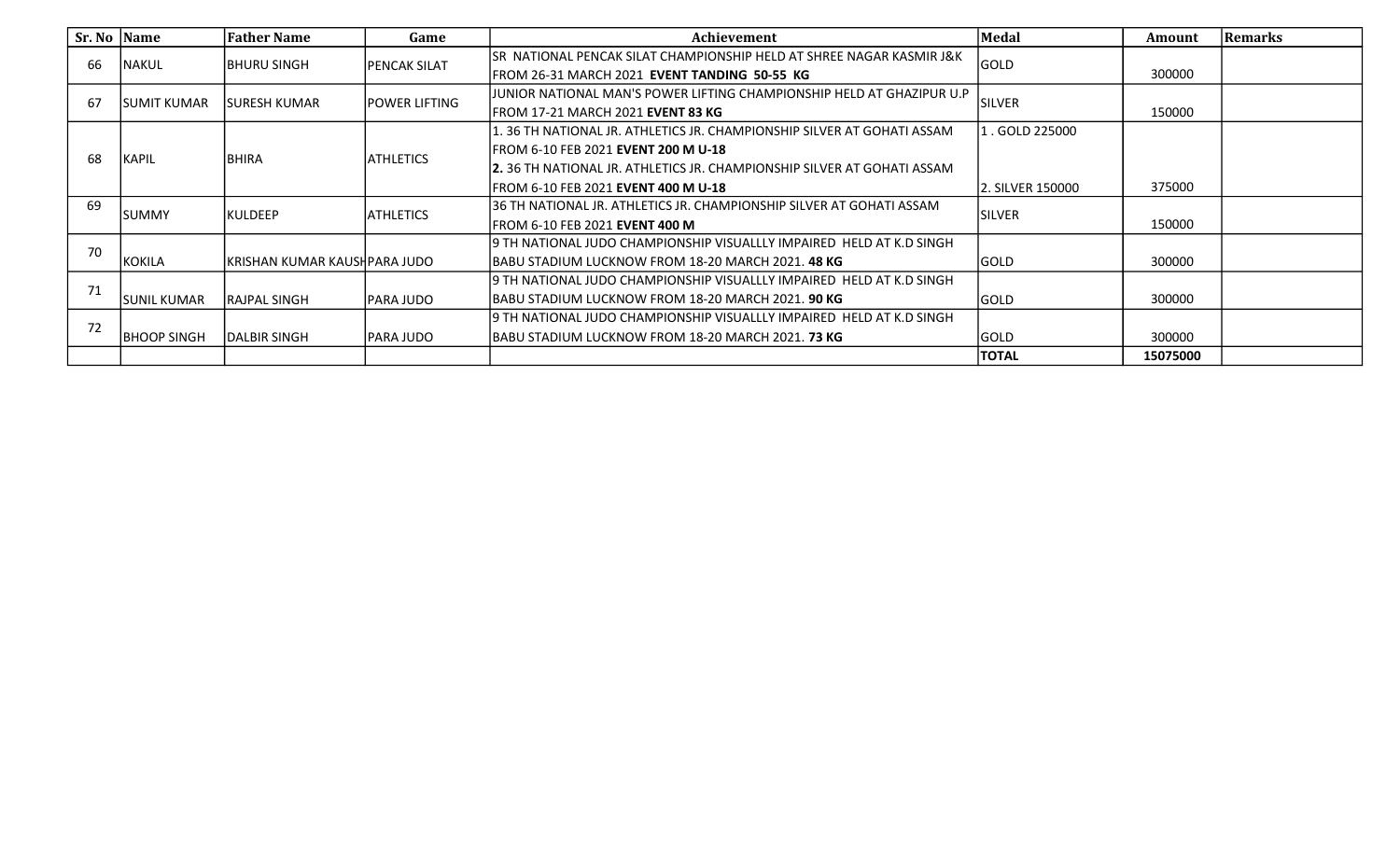| Sr. No | Name | Father Name | Game | Achievement | Medal | Amount | Remarks |
|---|---|---|---|---|---|---|---|
| 66 | NAKUL | BHURU SINGH | PENCAK SILAT | SR NATIONAL PENCAK SILAT CHAMPIONSHIP HELD AT SHREE NAGAR KASMIR J&K FROM 26-31 MARCH 2021 **EVENT TANDING 50-55 KG** | GOLD | 300000 | |
| 67 | SUMIT KUMAR | SURESH KUMAR | POWER LIFTING | JUNIOR NATIONAL MAN'S POWER LIFTING CHAMPIONSHIP HELD AT GHAZIPUR U.P FROM 17-21 MARCH 2021 **EVENT 83 KG** | SILVER | 150000 | |
| 68 | KAPIL | BHIRA | ATHLETICS | 1. 36 TH NATIONAL JR. ATHLETICS JR. CHAMPIONSHIP SILVER AT GOHATI ASSAM FROM 6-10 FEB 2021 **EVENT 200 M U-18**<br>**2.** 36 TH NATIONAL JR. ATHLETICS JR. CHAMPIONSHIP SILVER AT GOHATI ASSAM FROM 6-10 FEB 2021 **EVENT 400 M U-18** | 1 . GOLD 225000<br>2. SILVER 150000 | 375000 | |
| 69 | SUMMY | KULDEEP | ATHLETICS | 36 TH NATIONAL JR. ATHLETICS JR. CHAMPIONSHIP SILVER AT GOHATI ASSAM FROM 6-10 FEB 2021 **EVENT 400 M** | SILVER | 150000 | |
| 70 | KOKILA | KRISHAN KUMAR KAUSH | PARA JUDO | 9 TH NATIONAL JUDO CHAMPIONSHIP VISUALLLY IMPAIRED HELD AT K.D SINGH BABU STADIUM LUCKNOW FROM 18-20 MARCH 2021. **48 KG** | GOLD | 300000 | |
| 71 | SUNIL KUMAR | RAJPAL SINGH | PARA JUDO | 9 TH NATIONAL JUDO CHAMPIONSHIP VISUALLLY IMPAIRED HELD AT K.D SINGH BABU STADIUM LUCKNOW FROM 18-20 MARCH 2021. **90 KG** | GOLD | 300000 | |
| 72 | BHOOP SINGH | DALBIR SINGH | PARA JUDO | 9 TH NATIONAL JUDO CHAMPIONSHIP VISUALLLY IMPAIRED HELD AT K.D SINGH BABU STADIUM LUCKNOW FROM 18-20 MARCH 2021. **73 KG** | GOLD | 300000 | |
| | | | | | **TOTAL** | **15075000** | |